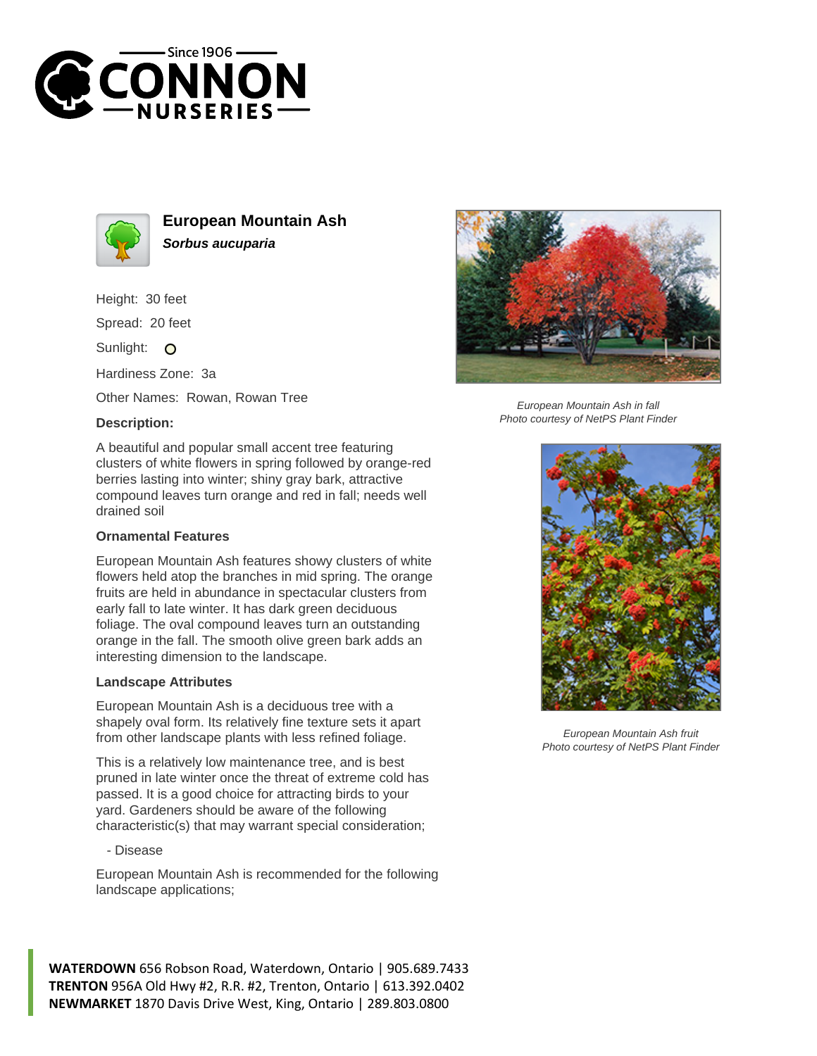# European Mountain Ash

***Sorbus aucuparia***

Height: 30 feet

Spread: 20 feet

Sunlight: O

Hardiness Zone: 3a

Other Names: Rowan, Rowan Tree

**Description:**

A beautiful and popular small accent tree featuring clusters of white flowers in spring followed by orange-red berries lasting into winter; shiny gray bark, attractive compound leaves turn orange and red in fall; needs well drained soil

**Ornamental Features**

European Mountain Ash features showy clusters of white flowers held atop the branches in mid spring. The orange fruits are held in abundance in spectacular clusters from early fall to late winter. It has dark green deciduous foliage. The oval compound leaves turn an outstanding orange in the fall. The smooth olive green bark adds an interesting dimension to the landscape.

**Landscape Attributes**

European Mountain Ash is a deciduous tree with a shapely oval form. Its relatively fine texture sets it apart from other landscape plants with less refined foliage.

This is a relatively low maintenance tree, and is best pruned in late winter once the threat of extreme cold has passed. It is a good choice for attracting birds to your yard. Gardeners should be aware of the following characteristic(s) that may warrant special consideration;

- Disease

European Mountain Ash is recommended for the following landscape applications;

*European Mountain Ash in fall*
*Photo courtesy of NetPS Plant Finder*

*European Mountain Ash fruit*
*Photo courtesy of NetPS Plant Finder*

**WATERDOWN** 656 Robson Road, Waterdown, Ontario | 905.689.7433
**TRENTON** 956A Old Hwy #2, R.R. #2, Trenton, Ontario | 613.392.0402
**NEWMARKET** 1870 Davis Drive West, King, Ontario | 289.803.0800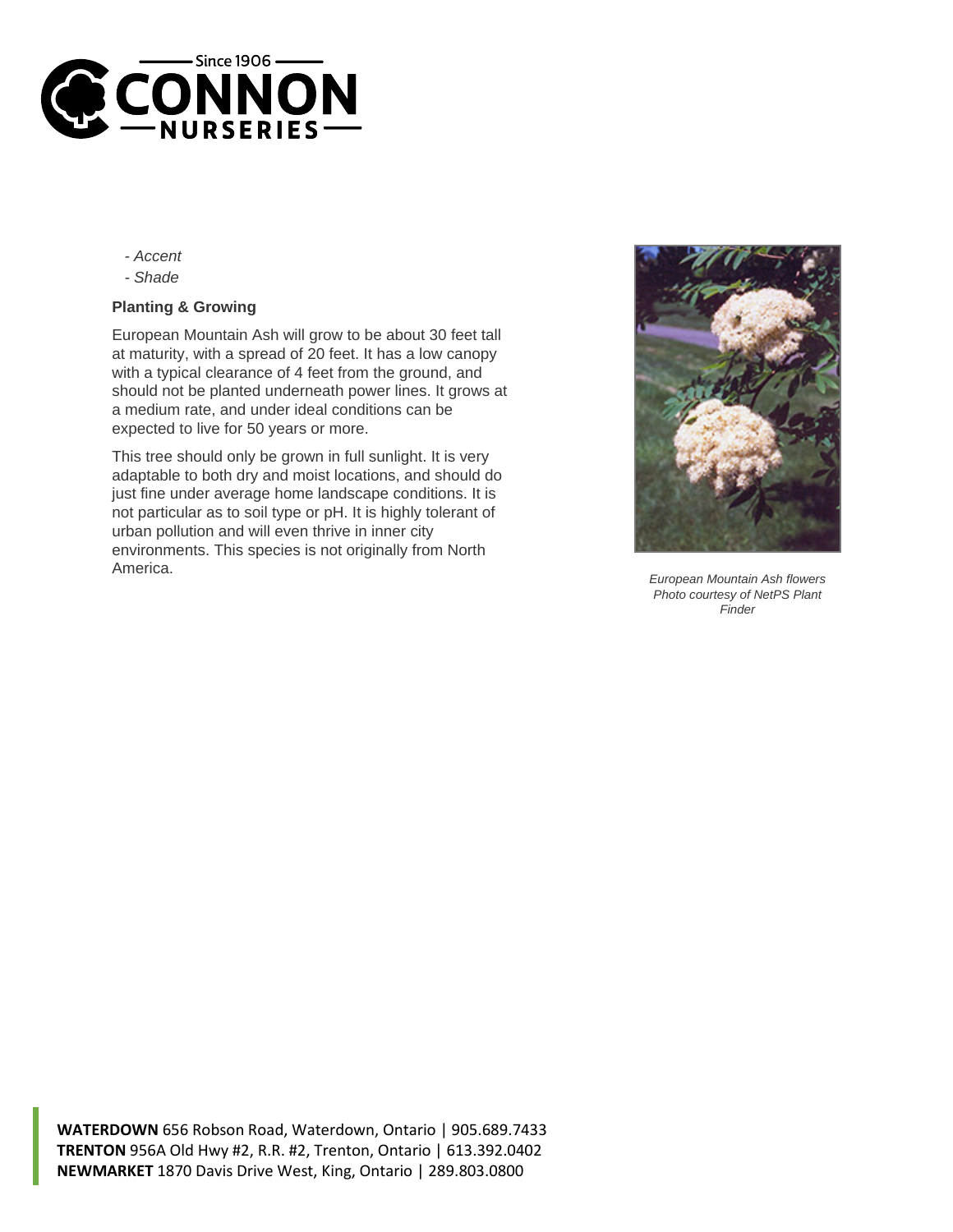- *Accent*
- *Shade*

**Planting & Growing**

European Mountain Ash will grow to be about 30 feet tall at maturity, with a spread of 20 feet. It has a low canopy with a typical clearance of 4 feet from the ground, and should not be planted underneath power lines. It grows at a medium rate, and under ideal conditions can be expected to live for 50 years or more.

This tree should only be grown in full sunlight. It is very adaptable to both dry and moist locations, and should do just fine under average home landscape conditions. It is not particular as to soil type or pH. It is highly tolerant of urban pollution and will even thrive in inner city environments. This species is not originally from North America.

*European Mountain Ash flowers*
*Photo courtesy of NetPS Plant Finder*

**WATERDOWN** 656 Robson Road, Waterdown, Ontario | 905.689.7433
**TRENTON** 956A Old Hwy #2, R.R. #2, Trenton, Ontario | 613.392.0402
**NEWMARKET** 1870 Davis Drive West, King, Ontario | 289.803.0800